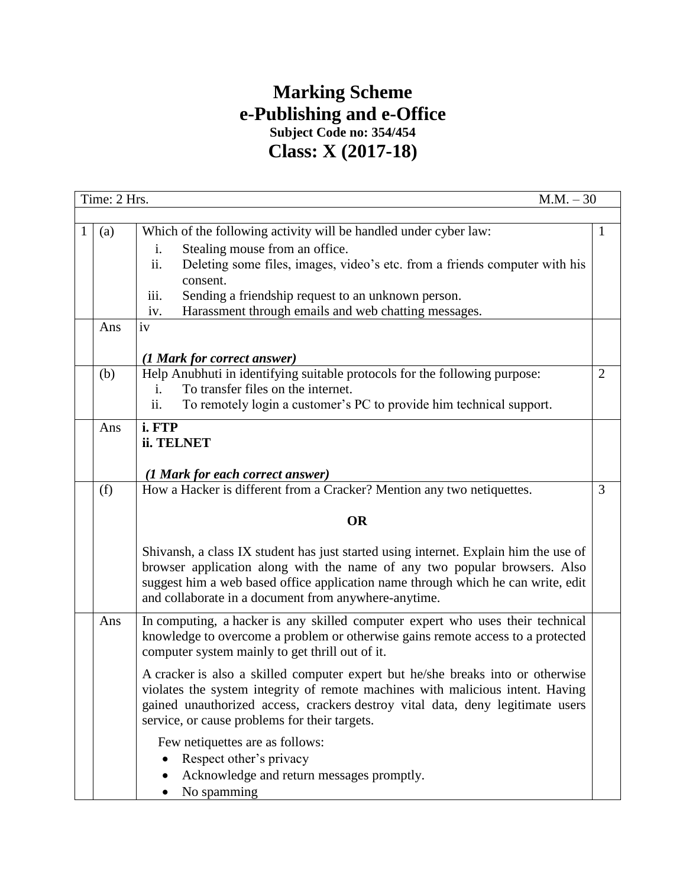# Marking Scheme
# e-Publishing and e-Office
### Subject Code no: 354/454
## Class: X (2017-18)

| Time: 2 Hrs. | | | M.M. – 30 |
|---|---|---|---|
| 1 | (a) | Which of the following activity will be handled under cyber law:<br>i. Stealing mouse from an office.<br>ii. Deleting some files, images, video's etc. from a friends computer with his consent.<br>iii. Sending a friendship request to an unknown person.<br>iv. Harassment through emails and web chatting messages. | 1 |
| | Ans | iv<br><br>***(1 Mark for correct answer)*** | |
| | (b) | Help Anubhuti in identifying suitable protocols for the following purpose:<br>i. To transfer files on the internet.<br>ii. To remotely login a customer's PC to provide him technical support. | 2 |
| | Ans | **i. FTP**<br>**ii. TELNET**<br><br>***(1 Mark for each correct answer)*** | |
| | (f) | How a Hacker is different from a Cracker? Mention any two netiquettes.<br><br>**OR**<br><br>Shivansh, a class IX student has just started using internet. Explain him the use of browser application along with the name of any two popular browsers. Also suggest him a web based office application name through which he can write, edit and collaborate in a document from anywhere-anytime. | 3 |
| | Ans | In computing, a hacker is any skilled computer expert who uses their technical knowledge to overcome a problem or otherwise gains remote access to a protected computer system mainly to get thrill out of it.<br><br>A cracker is also a skilled computer expert but he/she breaks into or otherwise violates the system integrity of remote machines with malicious intent. Having gained unauthorized access, crackers destroy vital data, deny legitimate users service, or cause problems for their targets.<br><br>Few netiquettes are as follows:<br>• Respect other's privacy<br>• Acknowledge and return messages promptly.<br>• No spamming | |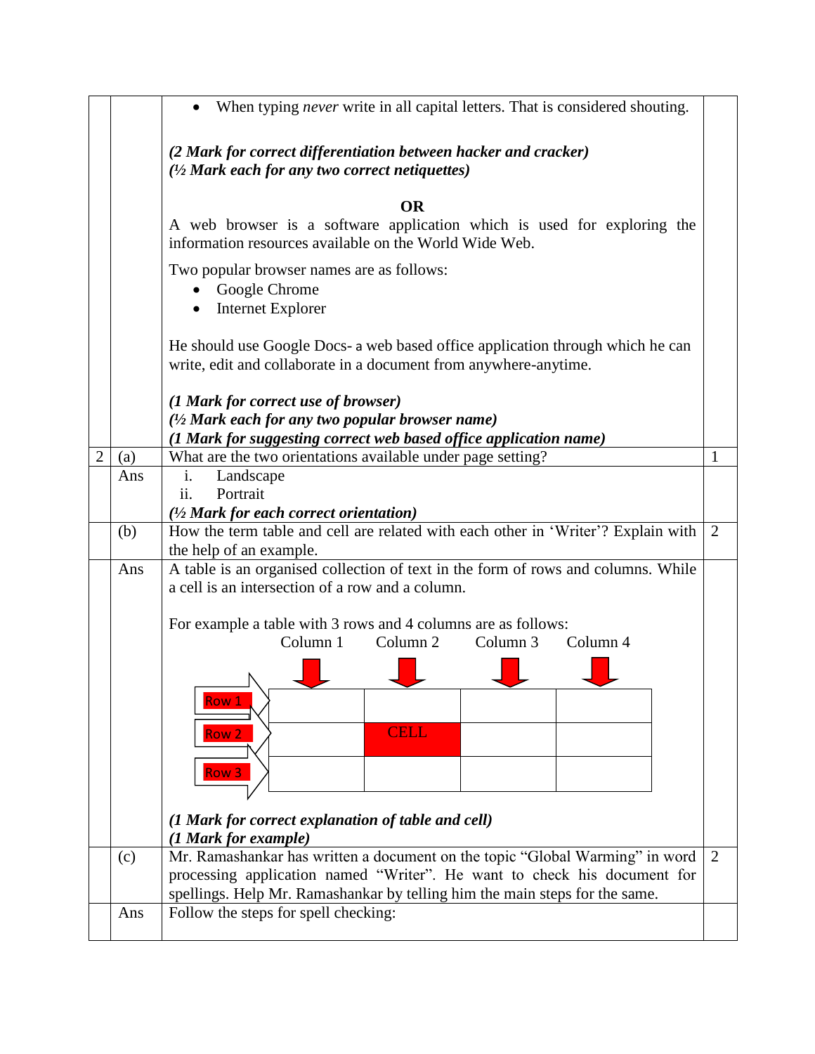- When typing *never* write in all capital letters. That is considered shouting.

***(2 Mark for correct differentiation between hacker and cracker)***
***(½ Mark each for any two correct netiquettes)***

**OR**

A web browser is a software application which is used for exploring the information resources available on the World Wide Web.

Two popular browser names are as follows:

- Google Chrome
- Internet Explorer

He should use Google Docs- a web based office application through which he can write, edit and collaborate in a document from anywhere-anytime.

***(1 Mark for correct use of browser)***
***(½ Mark each for any two popular browser name)***
***(1 Mark for suggesting correct web based office application name)***

| 2 | (a) | What are the two orientations available under page setting? | 1 |
|---|---|---|---|
| | Ans | i. Landscape<br>ii. Portrait<br>***(½ Mark for each correct orientation)*** | |
| | (b) | How the term table and cell are related with each other in 'Writer'? Explain with the help of an example. | 2 |
| | Ans | A table is an organised collection of text in the form of rows and columns. While a cell is an intersection of a row and a column.<br><br>For example a table with 3 rows and 4 columns are as follows: | |

| | Column 1 | Column 2 | Column 3 | Column 4 |
|---|---|---|---|---|
| Row 1 | | | | |
| Row 2 | | CELL | | |
| Row 3 | | | | |

***(1 Mark for correct explanation of table and cell)***
***(1 Mark for example)***

| | (c) | Mr. Ramashankar has written a document on the topic "Global Warming" in word processing application named "Writer". He want to check his document for spellings. Help Mr. Ramashankar by telling him the main steps for the same. | 2 |
|---|---|---|---|
| | Ans | Follow the steps for spell checking: | |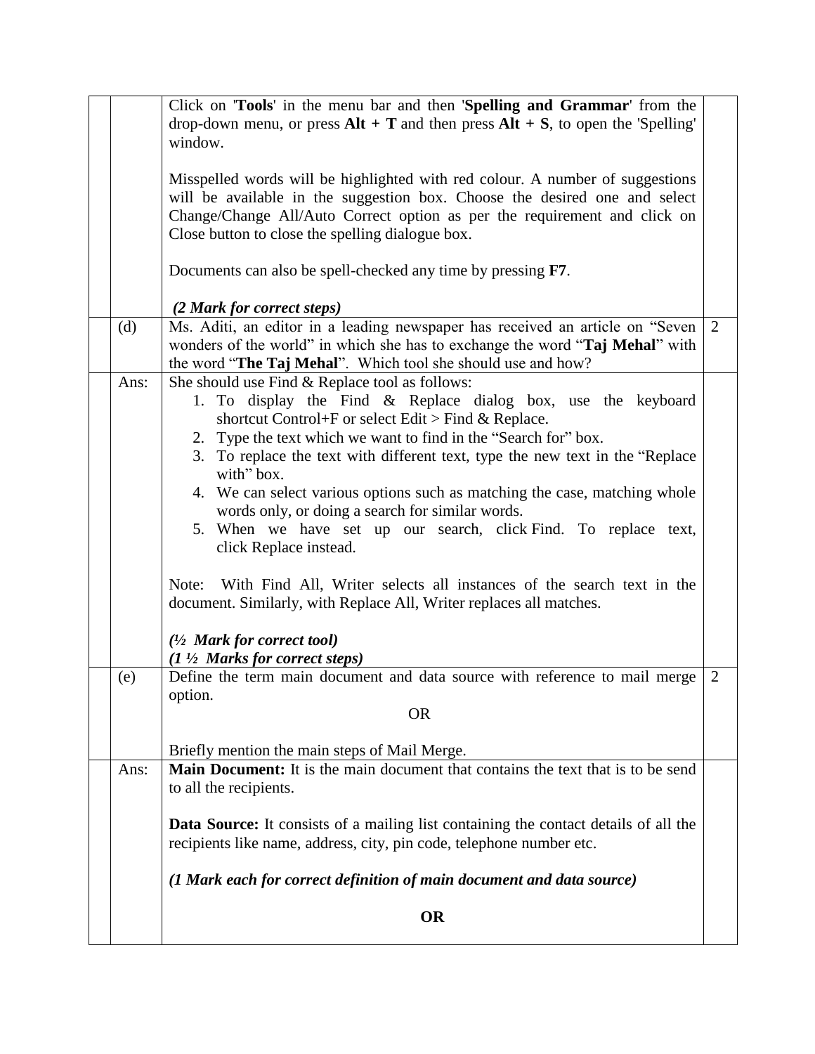| | | | |
|---|---|---|---|
| | | Click on '**Tools**' in the menu bar and then '**Spelling and Grammar**' from the drop-down menu, or press **Alt + T** and then press **Alt + S**, to open the 'Spelling' window.<br><br>Misspelled words will be highlighted with red colour. A number of suggestions will be available in the suggestion box. Choose the desired one and select Change/Change All/Auto Correct option as per the requirement and click on Close button to close the spelling dialogue box.<br><br>Documents can also be spell-checked any time by pressing **F7**.<br><br>***(2 Mark for correct steps)*** | |
| | (d) | Ms. Aditi, an editor in a leading newspaper has received an article on "Seven wonders of the world" in which she has to exchange the word "**Taj Mehal**" with the word "**The Taj Mehal**". Which tool she should use and how? | 2 |
| | Ans: | She should use Find & Replace tool as follows:<br>1. To display the Find & Replace dialog box, use the keyboard shortcut Control+F or select Edit > Find & Replace.<br>2. Type the text which we want to find in the "Search for" box.<br>3. To replace the text with different text, type the new text in the "Replace with" box.<br>4. We can select various options such as matching the case, matching whole words only, or doing a search for similar words.<br>5. When we have set up our search, click Find. To replace text, click Replace instead.<br><br>Note: With Find All, Writer selects all instances of the search text in the document. Similarly, with Replace All, Writer replaces all matches.<br><br>***(½ Mark for correct tool)***<br>***(1 ½ Marks for correct steps)*** | |
| | (e) | Define the term main document and data source with reference to mail merge option.<br><br>OR<br><br>Briefly mention the main steps of Mail Merge. | 2 |
| | Ans: | **Main Document:** It is the main document that contains the text that is to be send to all the recipients.<br><br>**Data Source:** It consists of a mailing list containing the contact details of all the recipients like name, address, city, pin code, telephone number etc.<br><br>***(1 Mark each for correct definition of main document and data source)***<br><br>**OR** | |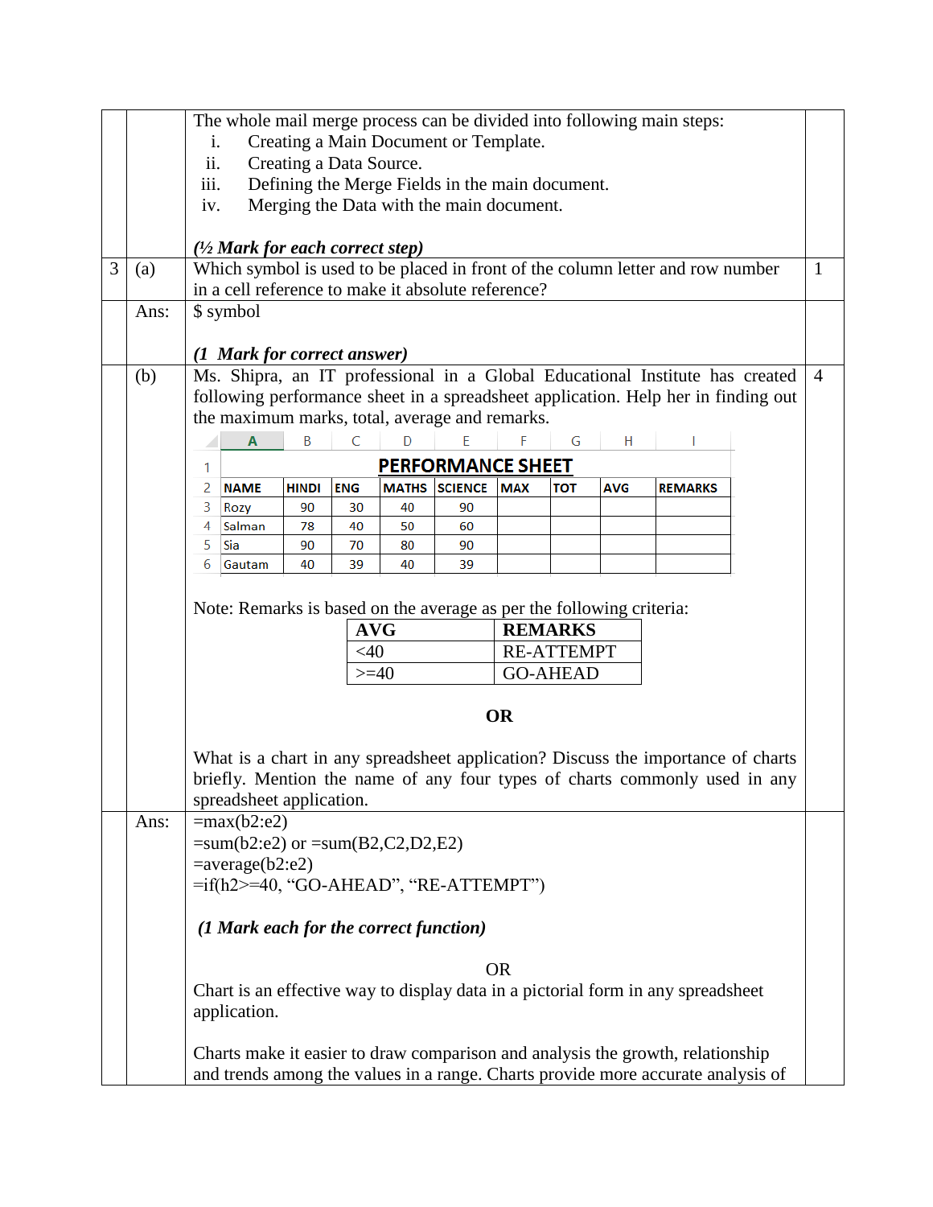The whole mail merge process can be divided into following main steps:

i. Creating a Main Document or Template.
ii. Creating a Data Source.
iii. Defining the Merge Fields in the main document.
iv. Merging the Data with the main document.

*(½ Mark for each correct step)*

**3 (a)** Which symbol is used to be placed in front of the column letter and row number in a cell reference to make it absolute reference? **1**

**Ans:** $ symbol

*(1 Mark for correct answer)*

**(b)** Ms. Shipra, an IT professional in a Global Educational Institute has created following performance sheet in a spreadsheet application. Help her in finding out the maximum marks, total, average and remarks. **4**

| | A | B | C | D | E | F | G | H | I |
|---|---|---|---|---|---|---|---|---|---|
| 1 | | | | PERFORMANCE SHEET | | | | | |
| 2 | NAME | HINDI | ENG | MATHS | SCIENCE | MAX | TOT | AVG | REMARKS |
| 3 | Rozy | 90 | 30 | 40 | 90 | | | | |
| 4 | Salman | 78 | 40 | 50 | 60 | | | | |
| 5 | Sia | 90 | 70 | 80 | 90 | | | | |
| 6 | Gautam | 40 | 39 | 40 | 39 | | | | |

Note: Remarks is based on the average as per the following criteria:

| AVG | REMARKS |
|---|---|
| <40 | RE-ATTEMPT |
| >=40 | GO-AHEAD |

**OR**

What is a chart in any spreadsheet application? Discuss the importance of charts briefly. Mention the name of any four types of charts commonly used in any spreadsheet application.

**Ans:**

=max(b2:e2)
=sum(b2:e2) or =sum(B2,C2,D2,E2)
=average(b2:e2)
=if(h2>=40, “GO-AHEAD”, “RE-ATTEMPT”)

*(1 Mark each for the correct function)*

OR

Chart is an effective way to display data in a pictorial form in any spreadsheet application.

Charts make it easier to draw comparison and analysis the growth, relationship and trends among the values in a range. Charts provide more accurate analysis of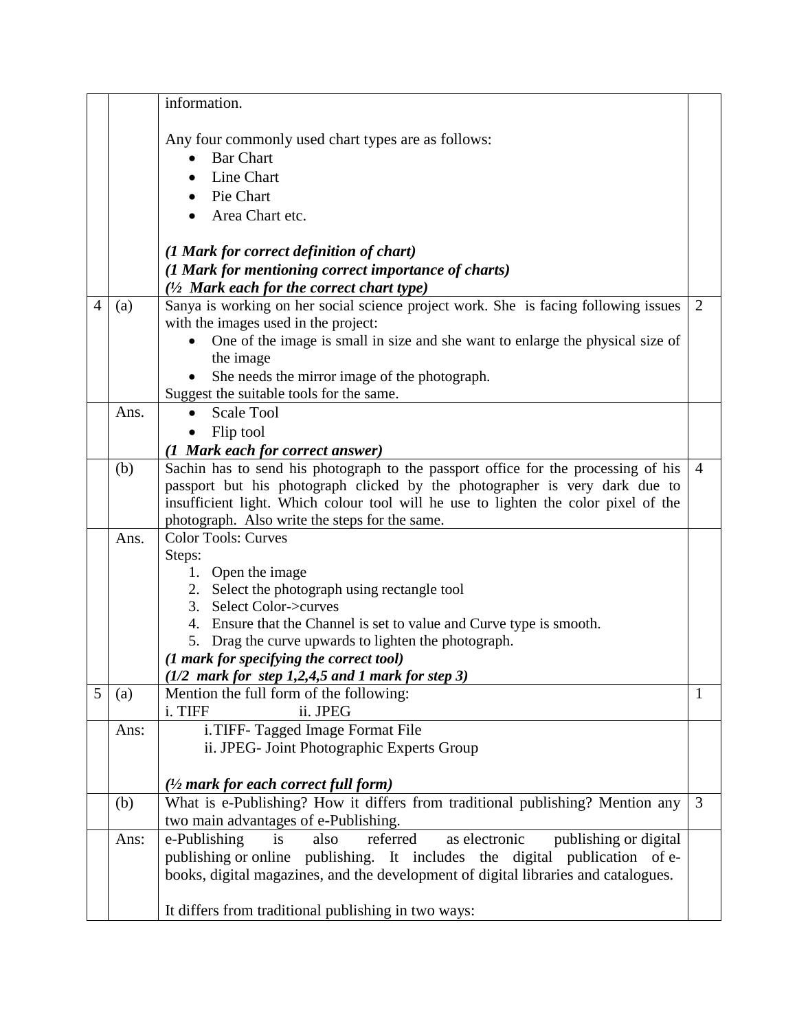| | | | |
|---|---|---|---|
| | | information.<br><br>Any four commonly used chart types are as follows:<br>• Bar Chart<br>• Line Chart<br>• Pie Chart<br>• Area Chart etc.<br><br>***(1 Mark for correct definition of chart)***<br>***(1 Mark for mentioning correct importance of charts)***<br>***(½ Mark each for the correct chart type)*** | |
| 4 | (a) | Sanya is working on her social science project work. She is facing following issues with the images used in the project:<br>• One of the image is small in size and she want to enlarge the physical size of the image<br>• She needs the mirror image of the photograph.<br>Suggest the suitable tools for the same. | 2 |
| | Ans. | • Scale Tool<br>• Flip tool<br>***(1 Mark each for correct answer)*** | |
| | (b) | Sachin has to send his photograph to the passport office for the processing of his passport but his photograph clicked by the photographer is very dark due to insufficient light. Which colour tool will he use to lighten the color pixel of the photograph. Also write the steps for the same. | 4 |
| | Ans. | Color Tools: Curves<br>Steps:<br>1. Open the image<br>2. Select the photograph using rectangle tool<br>3. Select Color->curves<br>4. Ensure that the Channel is set to value and Curve type is smooth.<br>5. Drag the curve upwards to lighten the photograph.<br>***(1 mark for specifying the correct tool)***<br>***(1/2 mark for step 1,2,4,5 and 1 mark for step 3)*** | |
| 5 | (a) | Mention the full form of the following:<br>i. TIFF ii. JPEG | 1 |
| | Ans: | i. TIFF- Tagged Image Format File<br>ii. JPEG- Joint Photographic Experts Group<br><br>***(½ mark for each correct full form)*** | |
| | (b) | What is e-Publishing? How it differs from traditional publishing? Mention any two main advantages of e-Publishing. | 3 |
| | Ans: | e-Publishing is also referred as electronic publishing or digital publishing or online publishing. It includes the digital publication of e-books, digital magazines, and the development of digital libraries and catalogues.<br><br>It differs from traditional publishing in two ways: | |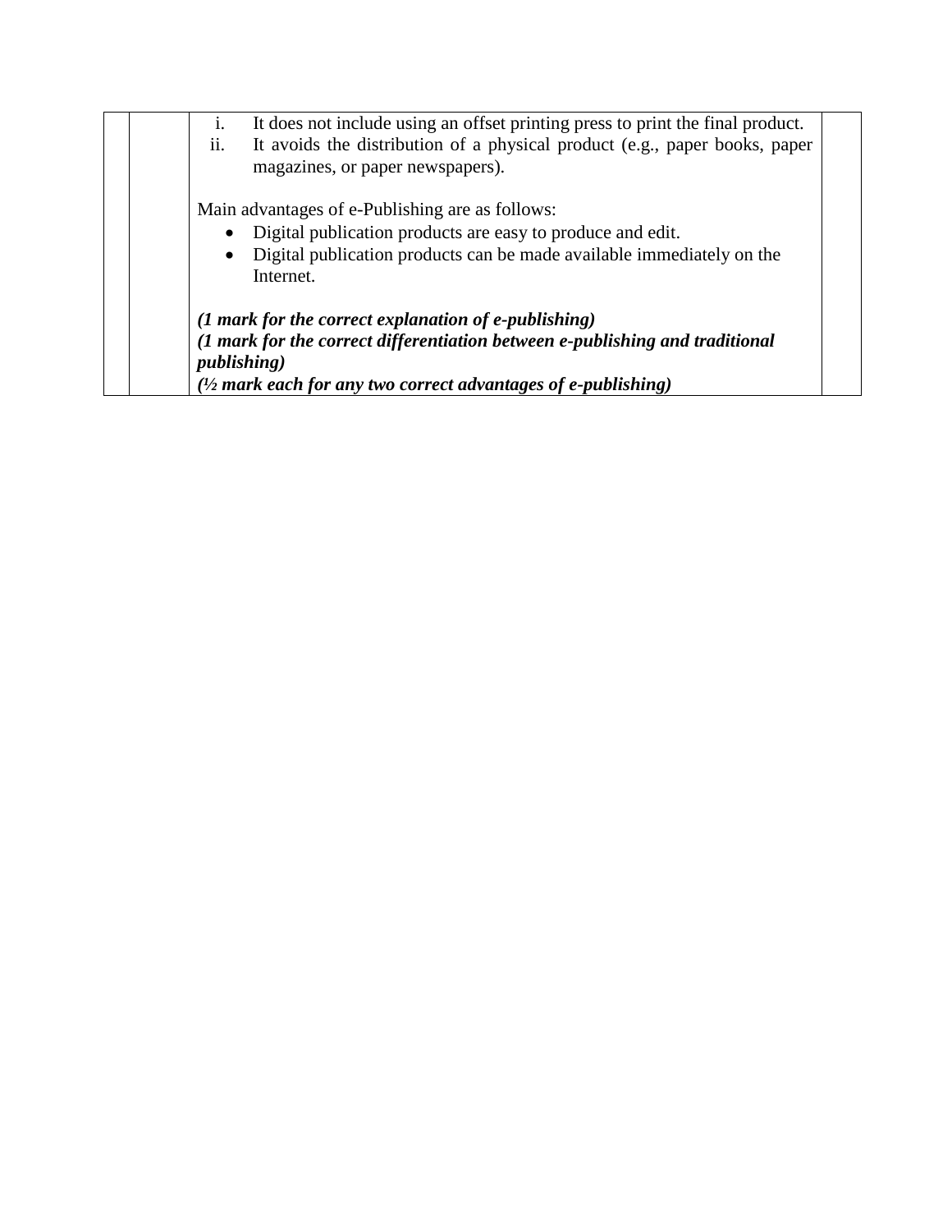| | | | |
|---|---|---|---|
| | | i. It does not include using an offset printing press to print the final product.<br>ii. It avoids the distribution of a physical product (e.g., paper books, paper magazines, or paper newspapers).<br><br>Main advantages of e-Publishing are as follows:<br>• Digital publication products are easy to produce and edit.<br>• Digital publication products can be made available immediately on the Internet.<br><br>***(1 mark for the correct explanation of e-publishing)***<br>***(1 mark for the correct differentiation between e-publishing and traditional publishing)***<br>***(½ mark each for any two correct advantages of e-publishing)*** | |